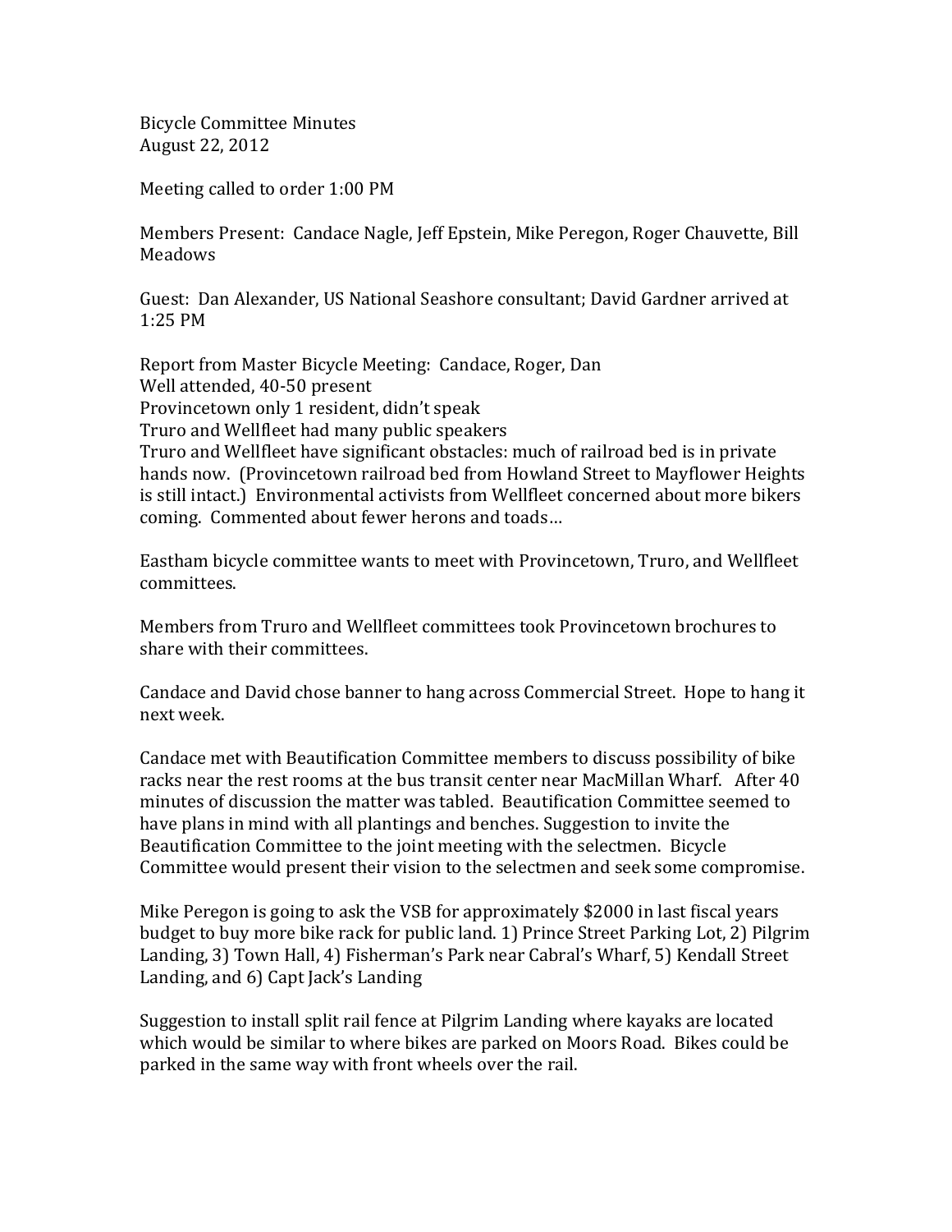Bicycle Committee Minutes
August 22, 2012

Meeting called to order 1:00 PM

Members Present: Candace Nagle, Jeff Epstein, Mike Peregon, Roger Chauvette, Bill Meadows

Guest: Dan Alexander, US National Seashore consultant; David Gardner arrived at 1:25 PM

Report from Master Bicycle Meeting: Candace, Roger, Dan
Well attended, 40-50 present
Provincetown only 1 resident, didn't speak
Truro and Wellfleet had many public speakers
Truro and Wellfleet have significant obstacles: much of railroad bed is in private hands now. (Provincetown railroad bed from Howland Street to Mayflower Heights is still intact.) Environmental activists from Wellfleet concerned about more bikers coming. Commented about fewer herons and toads…

Eastham bicycle committee wants to meet with Provincetown, Truro, and Wellfleet committees.

Members from Truro and Wellfleet committees took Provincetown brochures to share with their committees.

Candace and David chose banner to hang across Commercial Street. Hope to hang it next week.

Candace met with Beautification Committee members to discuss possibility of bike racks near the rest rooms at the bus transit center near MacMillan Wharf. After 40 minutes of discussion the matter was tabled. Beautification Committee seemed to have plans in mind with all plantings and benches. Suggestion to invite the Beautification Committee to the joint meeting with the selectmen. Bicycle Committee would present their vision to the selectmen and seek some compromise.

Mike Peregon is going to ask the VSB for approximately $2000 in last fiscal years budget to buy more bike rack for public land. 1) Prince Street Parking Lot, 2) Pilgrim Landing, 3) Town Hall, 4) Fisherman's Park near Cabral's Wharf, 5) Kendall Street Landing, and 6) Capt Jack's Landing

Suggestion to install split rail fence at Pilgrim Landing where kayaks are located which would be similar to where bikes are parked on Moors Road. Bikes could be parked in the same way with front wheels over the rail.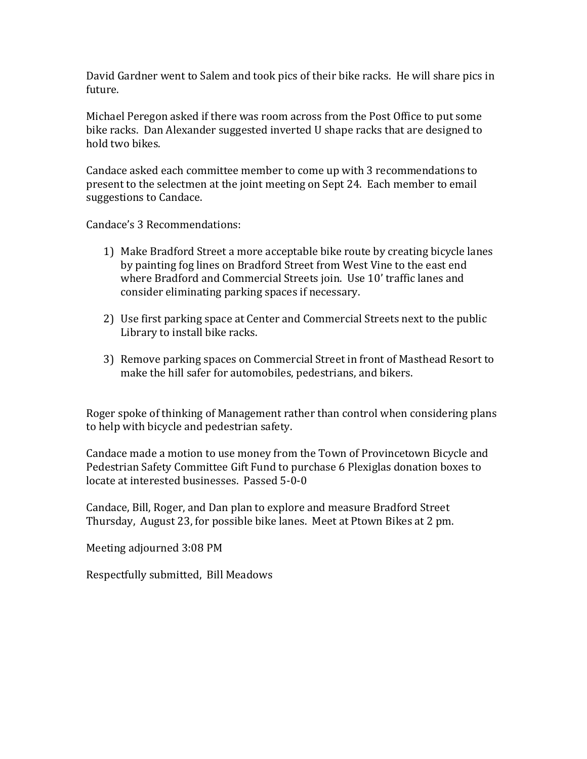David Gardner went to Salem and took pics of their bike racks. He will share pics in future.

Michael Peregon asked if there was room across from the Post Office to put some bike racks. Dan Alexander suggested inverted U shape racks that are designed to hold two bikes.

Candace asked each committee member to come up with 3 recommendations to present to the selectmen at the joint meeting on Sept 24. Each member to email suggestions to Candace.

Candace's 3 Recommendations:

1) Make Bradford Street a more acceptable bike route by creating bicycle lanes by painting fog lines on Bradford Street from West Vine to the east end where Bradford and Commercial Streets join. Use 10' traffic lanes and consider eliminating parking spaces if necessary.

2) Use first parking space at Center and Commercial Streets next to the public Library to install bike racks.

3) Remove parking spaces on Commercial Street in front of Masthead Resort to make the hill safer for automobiles, pedestrians, and bikers.

Roger spoke of thinking of Management rather than control when considering plans to help with bicycle and pedestrian safety.

Candace made a motion to use money from the Town of Provincetown Bicycle and Pedestrian Safety Committee Gift Fund to purchase 6 Plexiglas donation boxes to locate at interested businesses. Passed 5-0-0

Candace, Bill, Roger, and Dan plan to explore and measure Bradford Street Thursday, August 23, for possible bike lanes. Meet at Ptown Bikes at 2 pm.

Meeting adjourned 3:08 PM

Respectfully submitted, Bill Meadows